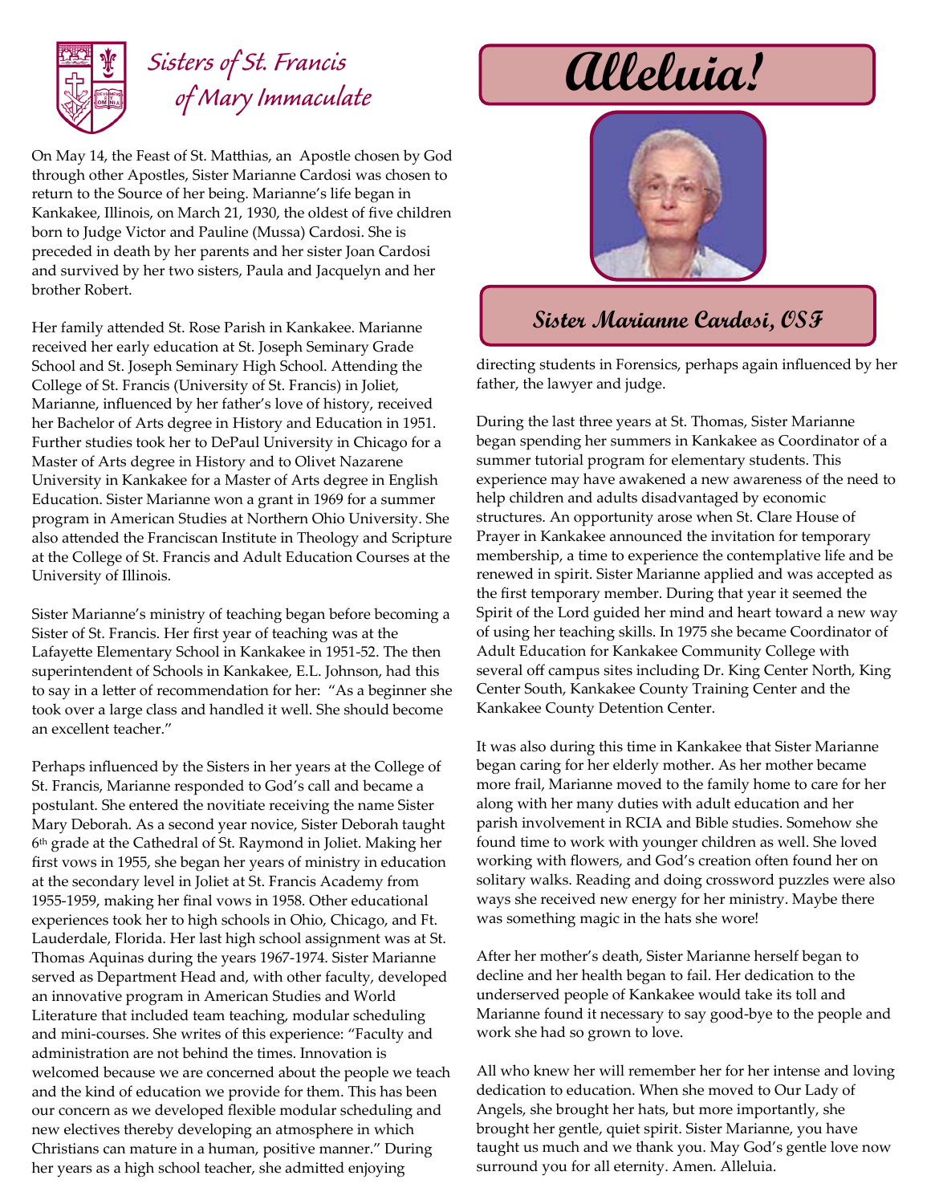# Sisters of St. Francis of Mary Immaculate

# Alleluia!

## Sister Marianne Cardosi, OSF

On May 14, the Feast of St. Matthias, an Apostle chosen by God through other Apostles, Sister Marianne Cardosi was chosen to return to the Source of her being. Marianne's life began in Kankakee, Illinois, on March 21, 1930, the oldest of five children born to Judge Victor and Pauline (Mussa) Cardosi. She is preceded in death by her parents and her sister Joan Cardosi and survived by her two sisters, Paula and Jacquelyn and her brother Robert.

Her family attended St. Rose Parish in Kankakee. Marianne received her early education at St. Joseph Seminary Grade School and St. Joseph Seminary High School. Attending the College of St. Francis (University of St. Francis) in Joliet, Marianne, influenced by her father's love of history, received her Bachelor of Arts degree in History and Education in 1951. Further studies took her to DePaul University in Chicago for a Master of Arts degree in History and to Olivet Nazarene University in Kankakee for a Master of Arts degree in English Education. Sister Marianne won a grant in 1969 for a summer program in American Studies at Northern Ohio University. She also attended the Franciscan Institute in Theology and Scripture at the College of St. Francis and Adult Education Courses at the University of Illinois.

Sister Marianne's ministry of teaching began before becoming a Sister of St. Francis. Her first year of teaching was at the Lafayette Elementary School in Kankakee in 1951-52. The then superintendent of Schools in Kankakee, E.L. Johnson, had this to say in a letter of recommendation for her: "As a beginner she took over a large class and handled it well. She should become an excellent teacher."

Perhaps influenced by the Sisters in her years at the College of St. Francis, Marianne responded to God's call and became a postulant. She entered the novitiate receiving the name Sister Mary Deborah. As a second year novice, Sister Deborah taught 6th grade at the Cathedral of St. Raymond in Joliet. Making her first vows in 1955, she began her years of ministry in education at the secondary level in Joliet at St. Francis Academy from 1955-1959, making her final vows in 1958. Other educational experiences took her to high schools in Ohio, Chicago, and Ft. Lauderdale, Florida. Her last high school assignment was at St. Thomas Aquinas during the years 1967-1974. Sister Marianne served as Department Head and, with other faculty, developed an innovative program in American Studies and World Literature that included team teaching, modular scheduling and mini-courses. She writes of this experience: "Faculty and administration are not behind the times. Innovation is welcomed because we are concerned about the people we teach and the kind of education we provide for them. This has been our concern as we developed flexible modular scheduling and new electives thereby developing an atmosphere in which Christians can mature in a human, positive manner." During her years as a high school teacher, she admitted enjoying directing students in Forensics, perhaps again influenced by her father, the lawyer and judge.

During the last three years at St. Thomas, Sister Marianne began spending her summers in Kankakee as Coordinator of a summer tutorial program for elementary students. This experience may have awakened a new awareness of the need to help children and adults disadvantaged by economic structures. An opportunity arose when St. Clare House of Prayer in Kankakee announced the invitation for temporary membership, a time to experience the contemplative life and be renewed in spirit. Sister Marianne applied and was accepted as the first temporary member. During that year it seemed the Spirit of the Lord guided her mind and heart toward a new way of using her teaching skills. In 1975 she became Coordinator of Adult Education for Kankakee Community College with several off campus sites including Dr. King Center North, King Center South, Kankakee County Training Center and the Kankakee County Detention Center.

It was also during this time in Kankakee that Sister Marianne began caring for her elderly mother. As her mother became more frail, Marianne moved to the family home to care for her along with her many duties with adult education and her parish involvement in RCIA and Bible studies. Somehow she found time to work with younger children as well. She loved working with flowers, and God's creation often found her on solitary walks. Reading and doing crossword puzzles were also ways she received new energy for her ministry. Maybe there was something magic in the hats she wore!

After her mother's death, Sister Marianne herself began to decline and her health began to fail. Her dedication to the underserved people of Kankakee would take its toll and Marianne found it necessary to say good-bye to the people and work she had so grown to love.

All who knew her will remember her for her intense and loving dedication to education. When she moved to Our Lady of Angels, she brought her hats, but more importantly, she brought her gentle, quiet spirit. Sister Marianne, you have taught us much and we thank you. May God's gentle love now surround you for all eternity. Amen. Alleluia.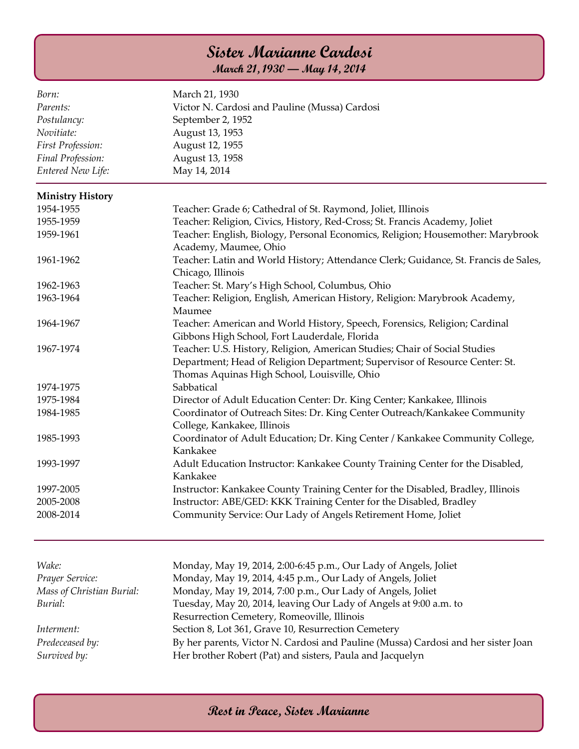# Sister Marianne Cardosi

**March 21, 1930 — May 14, 2014**

| | |
|---|---|
| *Born:* | March 21, 1930 |
| *Parents:* | Victor N. Cardosi and Pauline (Mussa) Cardosi |
| *Postulancy:* | September 2, 1952 |
| *Novitiate:* | August 13, 1953 |
| *First Profession:* | August 12, 1955 |
| *Final Profession:* | August 13, 1958 |
| *Entered New Life:* | May 14, 2014 |

**Ministry History**

| | |
|---|---|
| 1954-1955 | Teacher: Grade 6; Cathedral of St. Raymond, Joliet, Illinois |
| 1955-1959 | Teacher: Religion, Civics, History, Red-Cross; St. Francis Academy, Joliet |
| 1959-1961 | Teacher: English, Biology, Personal Economics, Religion; Housemother: Marybrook Academy, Maumee, Ohio |
| 1961-1962 | Teacher: Latin and World History; Attendance Clerk; Guidance, St. Francis de Sales, Chicago, Illinois |
| 1962-1963 | Teacher: St. Mary's High School, Columbus, Ohio |
| 1963-1964 | Teacher: Religion, English, American History, Religion: Marybrook Academy, Maumee |
| 1964-1967 | Teacher: American and World History, Speech, Forensics, Religion; Cardinal Gibbons High School, Fort Lauderdale, Florida |
| 1967-1974 | Teacher: U.S. History, Religion, American Studies; Chair of Social Studies Department; Head of Religion Department; Supervisor of Resource Center: St. Thomas Aquinas High School, Louisville, Ohio |
| 1974-1975 | Sabbatical |
| 1975-1984 | Director of Adult Education Center: Dr. King Center; Kankakee, Illinois |
| 1984-1985 | Coordinator of Outreach Sites: Dr. King Center Outreach/Kankakee Community College, Kankakee, Illinois |
| 1985-1993 | Coordinator of Adult Education; Dr. King Center / Kankakee Community College, Kankakee |
| 1993-1997 | Adult Education Instructor: Kankakee County Training Center for the Disabled, Kankakee |
| 1997-2005 | Instructor: Kankakee County Training Center for the Disabled, Bradley, Illinois |
| 2005-2008 | Instructor: ABE/GED: KKK Training Center for the Disabled, Bradley |
| 2008-2014 | Community Service: Our Lady of Angels Retirement Home, Joliet |

| | |
|---|---|
| *Wake:* | Monday, May 19, 2014, 2:00-6:45 p.m., Our Lady of Angels, Joliet |
| *Prayer Service:* | Monday, May 19, 2014, 4:45 p.m., Our Lady of Angels, Joliet |
| *Mass of Christian Burial:* | Monday, May 19, 2014, 7:00 p.m., Our Lady of Angels, Joliet |
| *Burial:* | Tuesday, May 20, 2014, leaving Our Lady of Angels at 9:00 a.m. to Resurrection Cemetery, Romeoville, Illinois |
| *Interment:* | Section 8, Lot 361, Grave 10, Resurrection Cemetery |
| *Predeceased by:* | By her parents, Victor N. Cardosi and Pauline (Mussa) Cardosi and her sister Joan |
| *Survived by:* | Her brother Robert (Pat) and sisters, Paula and Jacquelyn |

**Rest in Peace, Sister Marianne**